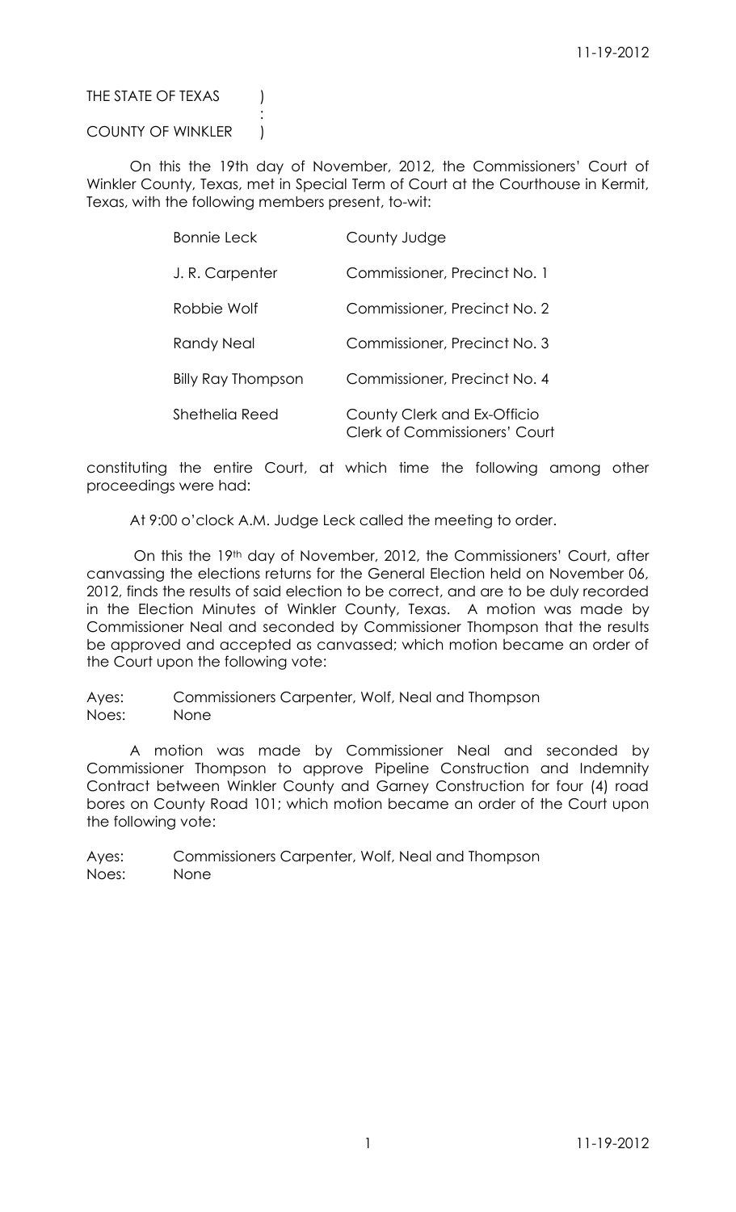THE STATE OF TEXAS )
:
COUNTY OF WINKLER )

On this the 19th day of November, 2012, the Commissioners' Court of Winkler County, Texas, met in Special Term of Court at the Courthouse in Kermit, Texas, with the following members present, to-wit:

| | |
|---|---|
| Bonnie Leck | County Judge |
| J. R. Carpenter | Commissioner, Precinct No. 1 |
| Robbie Wolf | Commissioner, Precinct No. 2 |
| Randy Neal | Commissioner, Precinct No. 3 |
| Billy Ray Thompson | Commissioner, Precinct No. 4 |
| Shethelia Reed | County Clerk and Ex-Officio Clerk of Commissioners' Court |

constituting the entire Court, at which time the following among other proceedings were had:

At 9:00 o'clock A.M. Judge Leck called the meeting to order.

On this the 19th day of November, 2012, the Commissioners' Court, after canvassing the elections returns for the General Election held on November 06, 2012, finds the results of said election to be correct, and are to be duly recorded in the Election Minutes of Winkler County, Texas. A motion was made by Commissioner Neal and seconded by Commissioner Thompson that the results be approved and accepted as canvassed; which motion became an order of the Court upon the following vote:

Ayes: Commissioners Carpenter, Wolf, Neal and Thompson
Noes: None

A motion was made by Commissioner Neal and seconded by Commissioner Thompson to approve Pipeline Construction and Indemnity Contract between Winkler County and Garney Construction for four (4) road bores on County Road 101; which motion became an order of the Court upon the following vote:

Ayes: Commissioners Carpenter, Wolf, Neal and Thompson
Noes: None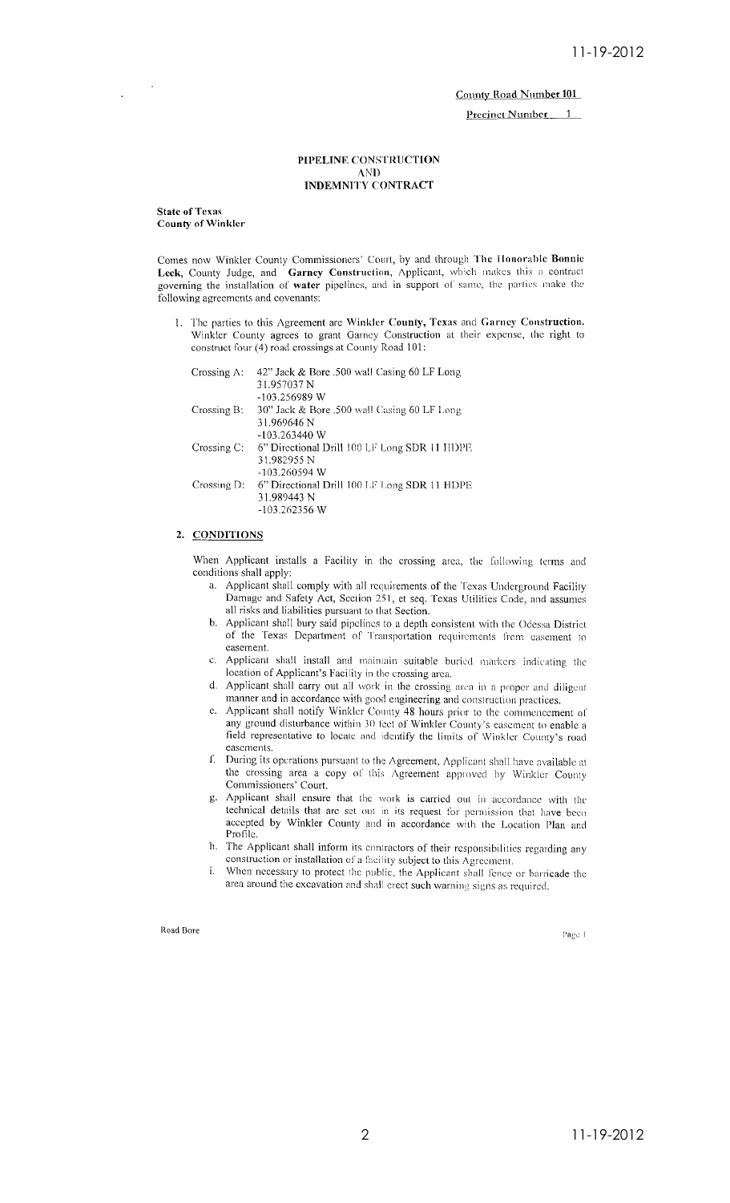County Road Number 101

Precinct Number 1

# PIPELINE CONSTRUCTION AND INDEMNITY CONTRACT

**State of Texas**
**County of Winkler**

Comes now Winkler County Commissioners' Court, by and through **The Honorable Bonnie Leck**, County Judge, and **Garney Construction**, Applicant, which makes this a contract governing the installation of **water** pipelines, and in support of same, the parties make the following agreements and covenants:

1. The parties to this Agreement are **Winkler County, Texas** and **Garney Construction.** Winkler County agrees to grant Garney Construction at their expense, the right to construct four (4) road crossings at County Road 101:

| | |
|---|---|
| Crossing A: | 42" Jack & Bore .500 wall Casing 60 LF Long<br>31.957037 N<br>-103.256989 W |
| Crossing B: | 30" Jack & Bore .500 wall Casing 60 LF Long<br>31.969646 N<br>-103.263440 W |
| Crossing C: | 6" Directional Drill 100 LF Long SDR 11 HDPE<br>31.982955 N<br>-103.260594 W |
| Crossing D: | 6" Directional Drill 100 LF Long SDR 11 HDPE<br>31.989443 N<br>-103.262356 W |

## 2. CONDITIONS

When Applicant installs a Facility in the crossing area, the following terms and conditions shall apply:

a. Applicant shall comply with all requirements of the Texas Underground Facility Damage and Safety Act, Section 251, et seq. Texas Utilities Code, and assumes all risks and liabilities pursuant to that Section.

b. Applicant shall bury said pipelines to a depth consistent with the Odessa District of the Texas Department of Transportation requirements from easement to easement.

c. Applicant shall install and maintain suitable buried markers indicating the location of Applicant's Facility in the crossing area.

d. Applicant shall carry out all work in the crossing area in a proper and diligent manner and in accordance with good engineering and construction practices.

e. Applicant shall notify Winkler County 48 hours prior to the commencement of any ground disturbance within 30 feet of Winkler County's easement to enable a field representative to locate and identify the limits of Winkler County's road easements.

f. During its operations pursuant to the Agreement, Applicant shall have available at the crossing area a copy of this Agreement approved by Winkler County Commissioners' Court.

g. Applicant shall ensure that the work is carried out in accordance with the technical details that are set out in its request for permission that have been accepted by Winkler County and in accordance with the Location Plan and Profile.

h. The Applicant shall inform its contractors of their responsibilities regarding any construction or installation of a facility subject to this Agreement.

i. When necessary to protect the public, the Applicant shall fence or barricade the area around the excavation and shall erect such warning signs as required.

Road Bore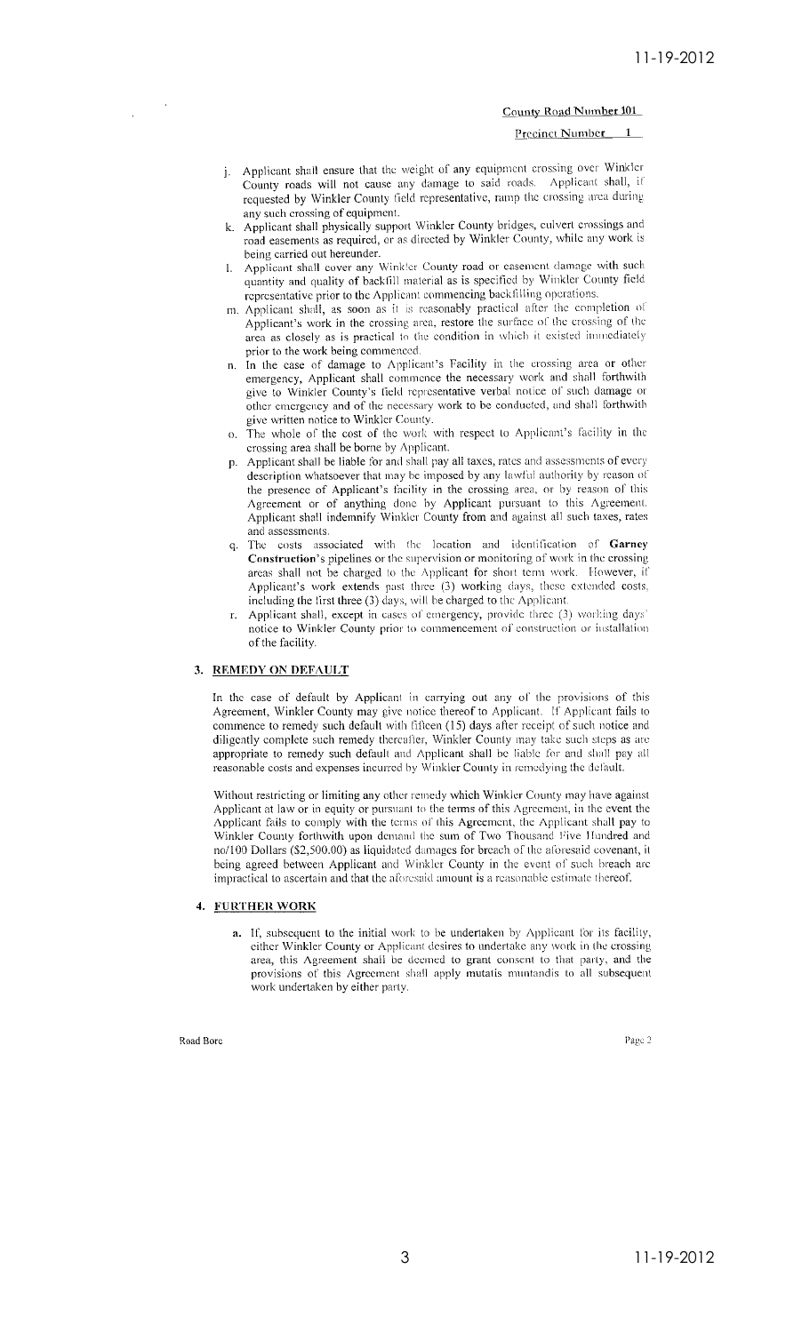County Road Number 101

Precinct Number 1

j. Applicant shall ensure that the weight of any equipment crossing over Winkler County roads will not cause any damage to said roads. Applicant shall, if requested by Winkler County field representative, ramp the crossing area during any such crossing of equipment.
k. Applicant shall physically support Winkler County bridges, culvert crossings and road easements as required, or as directed by Winkler County, while any work is being carried out hereunder.
l. Applicant shall cover any Winkler County road or easement damage with such quantity and quality of backfill material as is specified by Winkler County field representative prior to the Applicant commencing backfilling operations.
m. Applicant shall, as soon as it is reasonably practical after the completion of Applicant's work in the crossing area, restore the surface of the crossing of the area as closely as is practical to the condition in which it existed immediately prior to the work being commenced.
n. In the case of damage to Applicant's Facility in the crossing area or other emergency, Applicant shall commence the necessary work and shall forthwith give to Winkler County's field representative verbal notice of such damage or other emergency and of the necessary work to be conducted, and shall forthwith give written notice to Winkler County.
o. The whole of the cost of the work with respect to Applicant's facility in the crossing area shall be borne by Applicant.
p. Applicant shall be liable for and shall pay all taxes, rates and assessments of every description whatsoever that may be imposed by any lawful authority by reason of the presence of Applicant's facility in the crossing area, or by reason of this Agreement or of anything done by Applicant pursuant to this Agreement. Applicant shall indemnify Winkler County from and against all such taxes, rates and assessments.
q. The costs associated with the location and identification of **Garney Construction**'s pipelines or the supervision or monitoring of work in the crossing areas shall not be charged to the Applicant for short term work. However, if Applicant's work extends past three (3) working days, these extended costs, including the first three (3) days, will be charged to the Applicant.
r. Applicant shall, except in cases of emergency, provide three (3) working days' notice to Winkler County prior to commencement of construction or installation of the facility.

## 3. REMEDY ON DEFAULT

In the case of default by Applicant in carrying out any of the provisions of this Agreement, Winkler County may give notice thereof to Applicant. If Applicant fails to commence to remedy such default with fifteen (15) days after receipt of such notice and diligently complete such remedy thereafter, Winkler County may take such steps as are appropriate to remedy such default and Applicant shall be liable for and shall pay all reasonable costs and expenses incurred by Winkler County in remedying the default.

Without restricting or limiting any other remedy which Winkler County may have against Applicant at law or in equity or pursuant to the terms of this Agreement, in the event the Applicant fails to comply with the terms of this Agreement, the Applicant shall pay to Winkler County forthwith upon demand the sum of Two Thousand Five Hundred and no/100 Dollars ($2,500.00) as liquidated damages for breach of the aforesaid covenant, it being agreed between Applicant and Winkler County in the event of such breach are impractical to ascertain and that the aforesaid amount is a reasonable estimate thereof.

## 4. FURTHER WORK

a. If, subsequent to the initial work to be undertaken by Applicant for its facility, either Winkler County or Applicant desires to undertake any work in the crossing area, this Agreement shall be deemed to grant consent to that party, and the provisions of this Agreement shall apply mutatis mutandis to all subsequent work undertaken by either party.

Road Bore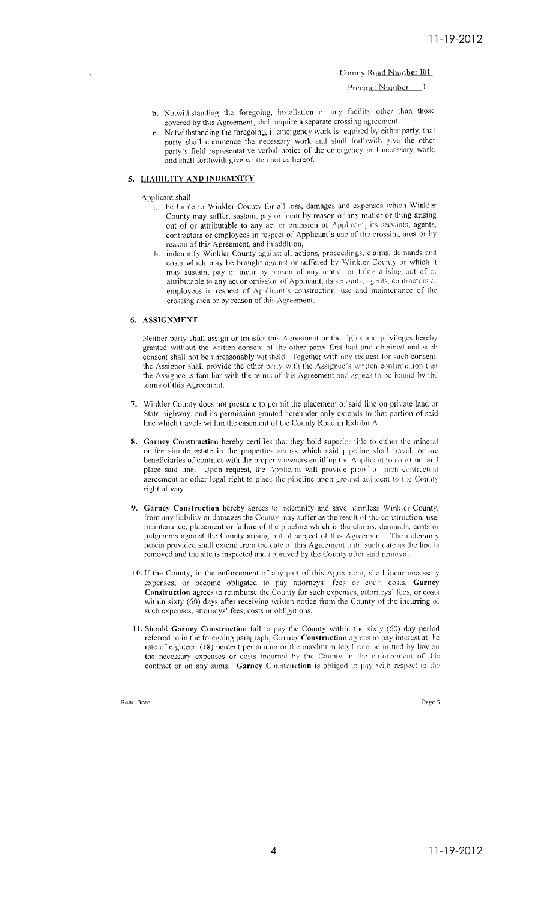County Road Number 101

Precinct Number 1

b. Notwithstanding the foregoing, installation of any facility other than those covered by this Agreement, shall require a separate crossing agreement.

c. Notwithstanding the foregoing, if emergency work is required by either party, that party shall commence the necessary work and shall forthwith give the other party's field representative verbal notice of the emergency and necessary work, and shall forthwith give written notice hereof.

## 5. LIABILITY AND INDEMNITY

Applicant shall

a. be liable to Winkler County for all loss, damages and expenses which Winkler County may suffer, sustain, pay or incur by reason of any matter or thing arising out of or attributable to any act or omission of Applicant, its servants, agents, contractors or employees in respect of Applicant's use of the crossing area or by reason of this Agreement, and in addition,

b. indemnify Winkler County against all actions, proceedings, claims, demands and costs which may be brought against or suffered by Winkler County or which it may sustain, pay or incur by reason of any matter or thing arising out of or attributable to any act or omission of Applicant, its servants, agents, contractors or employees in respect of Applicant's construction, use and maintenance of the crossing area or by reason of this Agreement.

## 6. ASSIGNMENT

Neither party shall assign or transfer this Agreement or the rights and privileges hereby granted without the written consent of the other party first had and obtained and such consent shall not be unreasonably withheld. Together with any request for such consent, the Assignor shall provide the other party with the Assignee's written confirmation that the Assignee is familiar with the terms of this Agreement and agrees to be bound by the terms of this Agreement.

7. Winkler County does not presume to permit the placement of said line on private land or State highway, and its permission granted hereunder only extends to that portion of said line which travels within the easement of the County Road in Exhibit A.

8. **Garney Construction** hereby certifies that they hold superior title to either the mineral or fee simple estate in the properties across which said pipeline shall travel, or are beneficiaries of contract with the property owners entitling the Applicant to construct and place said line. Upon request, the Applicant will provide proof of such contractual agreement or other legal right to place the pipeline upon ground adjacent to the County right of way.

9. **Garney Construction** hereby agrees to indemnify and save harmless Winkler County, from any liability or damages the County may suffer as the result of the construction, use, maintenance, placement or failure of the pipeline which is the claims, demands, costs or judgments against the County arising out of subject of this Agreement. The indemnity herein provided shall extend from the date of this Agreement until such date as the line is removed and the site is inspected and approved by the County after said removal.

10. If the County, in the enforcement of any part of this Agreement, shall incur necessary expenses, or become obligated to pay attorneys' fees or court costs, **Garney Construction** agrees to reimburse the County for such expenses, attorneys' fees, or costs within sixty (60) days after receiving written notice from the County of the incurring of such expenses, attorneys' fees, costs or obligations.

11. Should **Garney Construction** fail to pay the County within the sixty (60) day period referred to in the foregoing paragraph, **Garney Construction** agrees to pay interest at the rate of eighteen (18) percent per annum or the maximum legal rate permitted by law on the necessary expenses or costs incurred by the County in the enforcement of this contract or on any sums. **Garney Construction** is obliged to pay with respect to the

Road Bore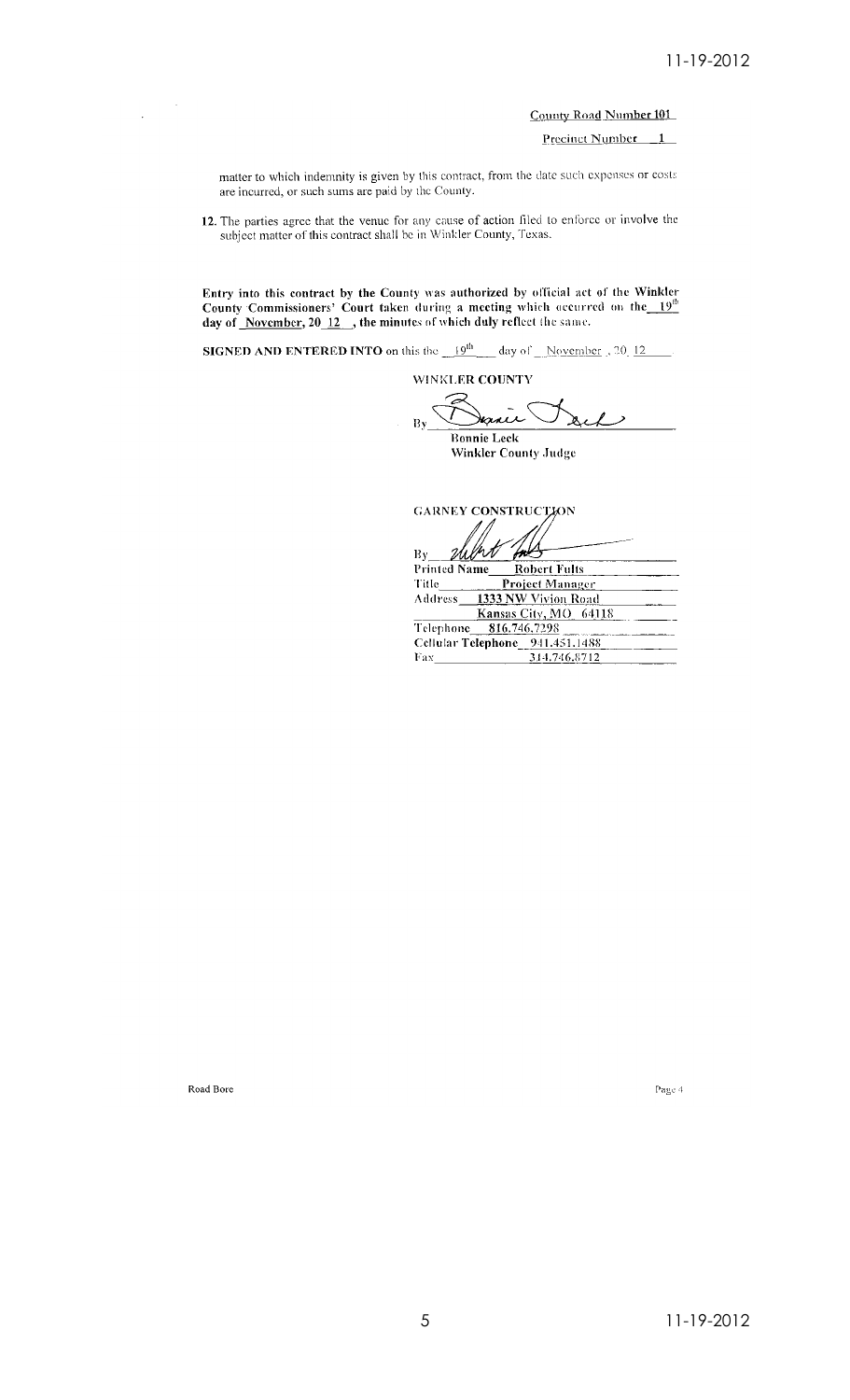County Road Number 101

Precinct Number 1

matter to which indemnity is given by this contract, from the date such expenses or costs are incurred, or such sums are paid by the County.

12. The parties agree that the venue for any cause of action filed to enforce or involve the subject matter of this contract shall be in Winkler County, Texas.

**Entry into this contract by the County was authorized by official act of the Winkler County Commissioners' Court taken during a meeting which occurred on the 19th day of November, 20 12, the minutes of which duly reflect the same.**

**SIGNED AND ENTERED INTO** on this the 19th day of November, 20 12

WINKLER COUNTY

By ______________________
Bonnie Leck
Winkler County Judge

GARNEY CONSTRUCTION

By ______________________
Printed Name Robert Fults
Title Project Manager
Address 1333 NW Vivion Road
Kansas City, MO 64118
Telephone 816.746.7298
Cellular Telephone 941.451.1488
Fax 314.746.8712

Road Bore

Page 4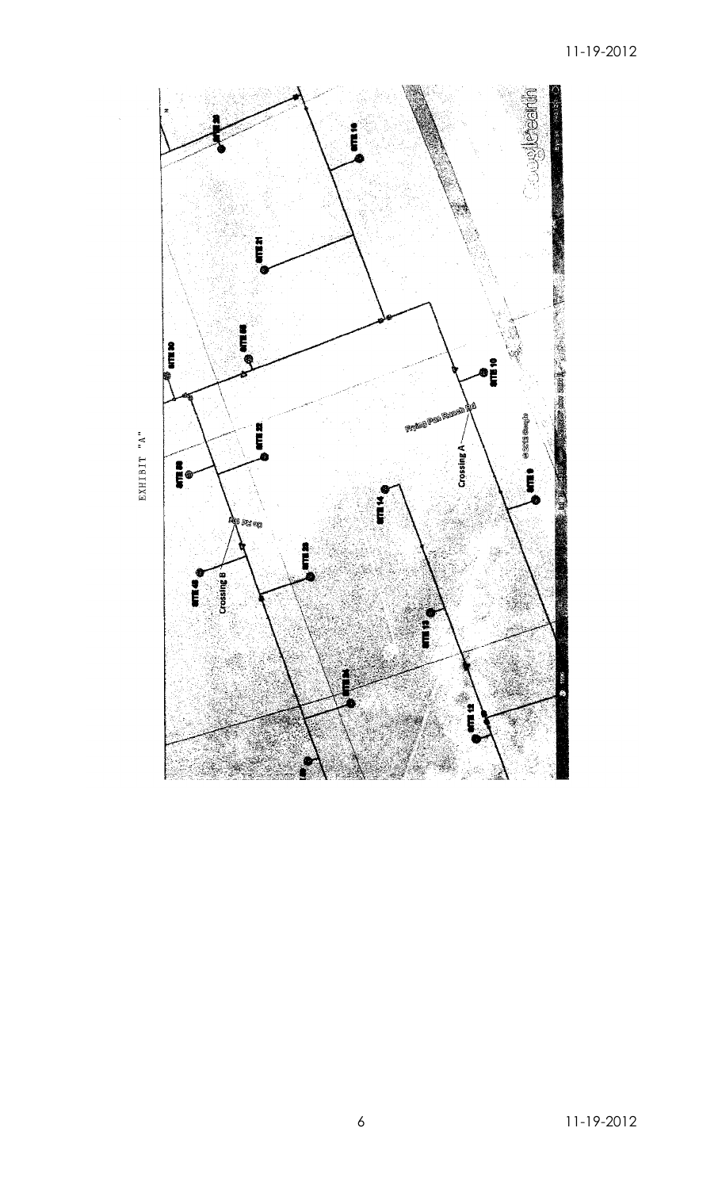EXHIBIT "A"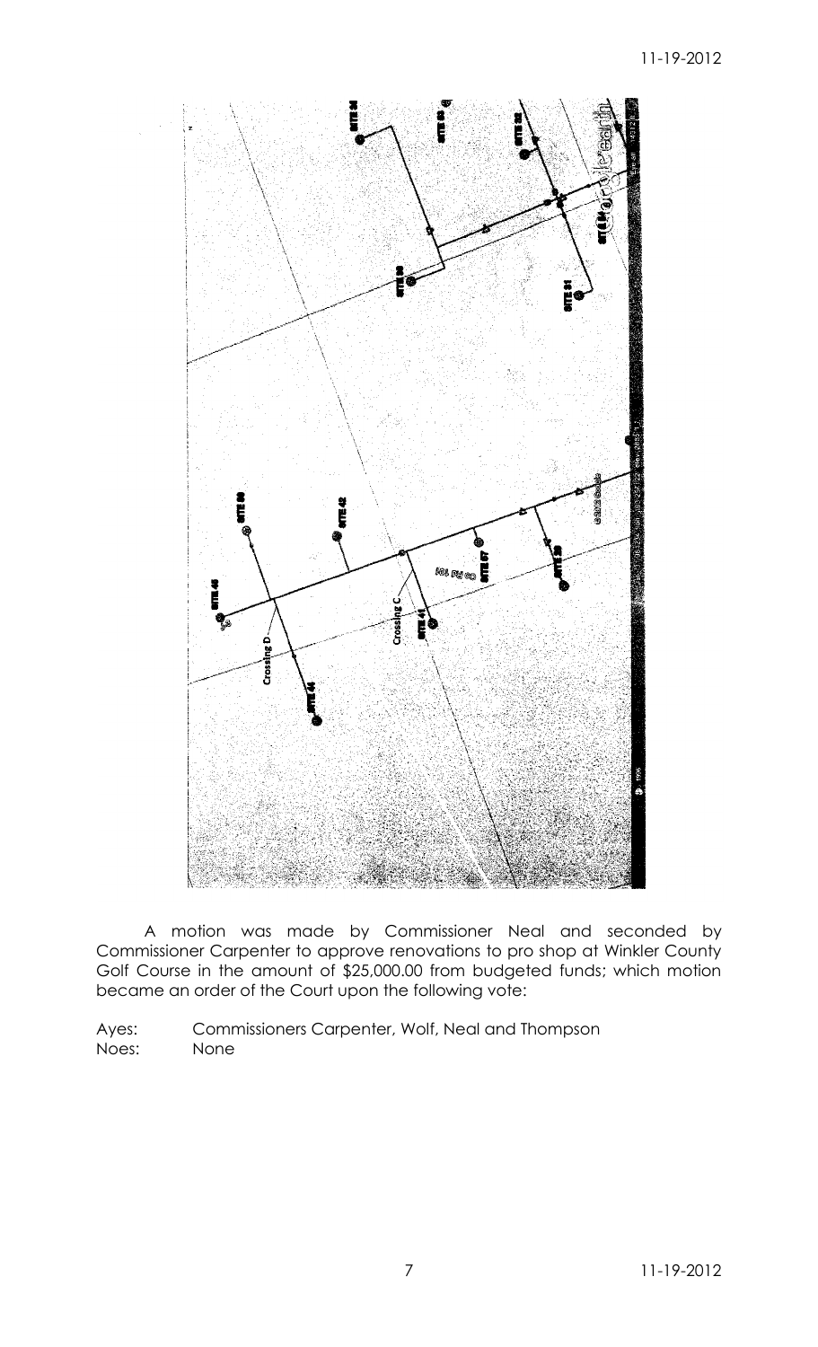A motion was made by Commissioner Neal and seconded by Commissioner Carpenter to approve renovations to pro shop at Winkler County Golf Course in the amount of $25,000.00 from budgeted funds; which motion became an order of the Court upon the following vote:

Ayes: Commissioners Carpenter, Wolf, Neal and Thompson
Noes: None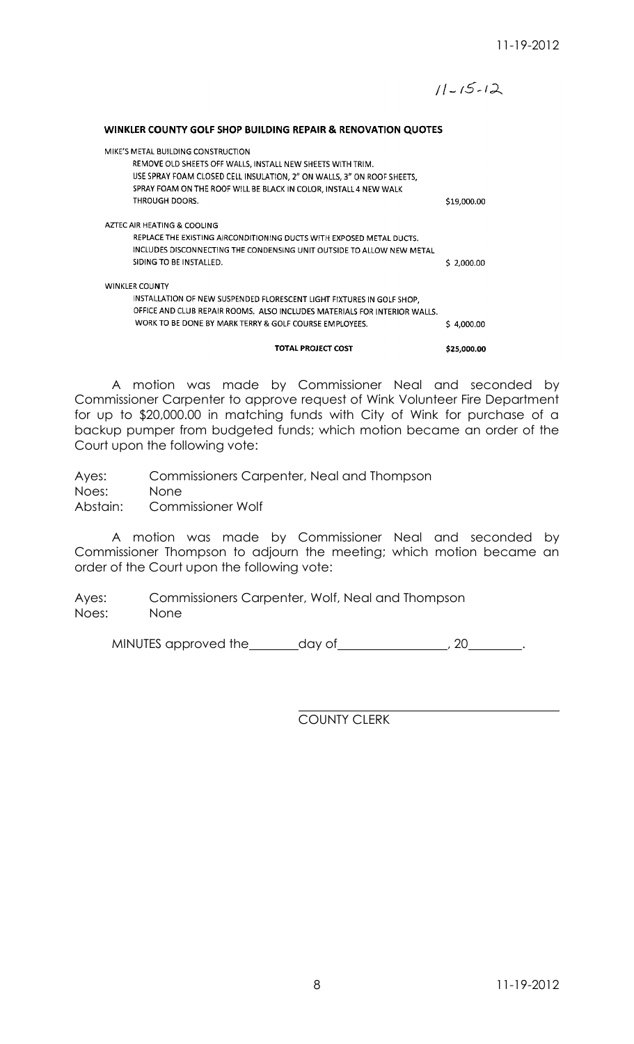11-15-12

**WINKLER COUNTY GOLF SHOP BUILDING REPAIR & RENOVATION QUOTES**

| | |
|---|---|
| MIKE'S METAL BUILDING CONSTRUCTION<br>REMOVE OLD SHEETS OFF WALLS, INSTALL NEW SHEETS WITH TRIM.<br>USE SPRAY FOAM CLOSED CELL INSULATION, 2" ON WALLS, 3" ON ROOF SHEETS,<br>SPRAY FOAM ON THE ROOF WILL BE BLACK IN COLOR, INSTALL 4 NEW WALK<br>THROUGH DOORS. | $19,000.00 |
| AZTEC AIR HEATING & COOLING<br>REPLACE THE EXISTING AIRCONDITIONING DUCTS WITH EXPOSED METAL DUCTS.<br>INCLUDES DISCONNECTING THE CONDENSING UNIT OUTSIDE TO ALLOW NEW METAL<br>SIDING TO BE INSTALLED. | $ 2,000.00 |
| WINKLER COUNTY<br>INSTALLATION OF NEW SUSPENDED FLORESCENT LIGHT FIXTURES IN GOLF SHOP,<br>OFFICE AND CLUB REPAIR ROOMS. ALSO INCLUDES MATERIALS FOR INTERIOR WALLS.<br>WORK TO BE DONE BY MARK TERRY & GOLF COURSE EMPLOYEES. | $ 4,000.00 |
| **TOTAL PROJECT COST** | **$25,000.00** |

A motion was made by Commissioner Neal and seconded by Commissioner Carpenter to approve request of Wink Volunteer Fire Department for up to $20,000.00 in matching funds with City of Wink for purchase of a backup pumper from budgeted funds; which motion became an order of the Court upon the following vote:

Ayes: Commissioners Carpenter, Neal and Thompson
Noes: None
Abstain: Commissioner Wolf

A motion was made by Commissioner Neal and seconded by Commissioner Thompson to adjourn the meeting; which motion became an order of the Court upon the following vote:

Ayes: Commissioners Carpenter, Wolf, Neal and Thompson
Noes: None

MINUTES approved the ________ day of ________________, 20________.

______________________________

COUNTY CLERK